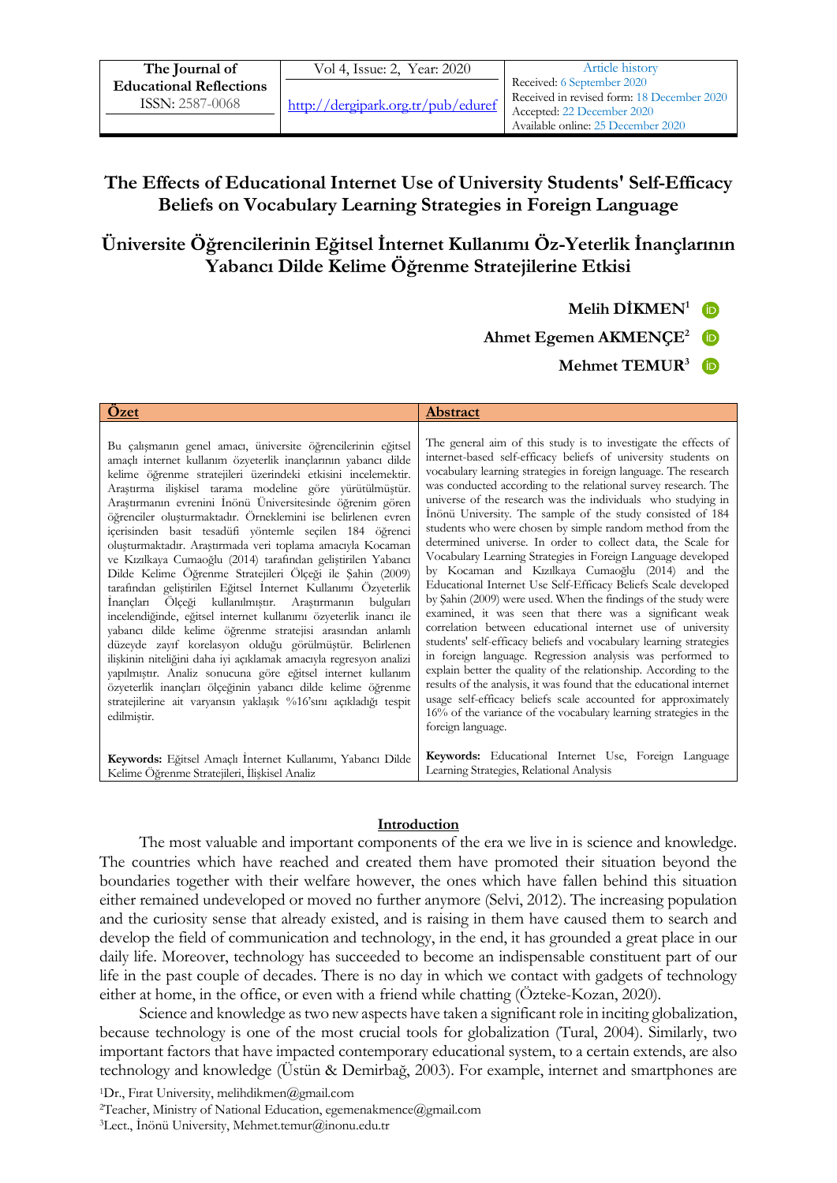| The Journal of Educational Reflections ISSN: 2587-0068 | Vol 4, Issue: 2, Year: 2020 http://dergipark.org.tr/pub/eduref | Article history Received: 6 September 2020 Received in revised form: 18 December 2020 Accepted: 22 December 2020 Available online: 25 December 2020 |
|---|---|---|

# The Effects of Educational Internet Use of University Students' Self-Efficacy Beliefs on Vocabulary Learning Strategies in Foreign Language

# Üniversite Öğrencilerinin Eğitsel İnternet Kullanımı Öz-Yeterlik İnançlarının Yabancı Dilde Kelime Öğrenme Stratejilerine Etkisi

**Melih DİKMEN**[1]

**Ahmet Egemen AKMENÇE**[2]

**Mehmet TEMUR**[3]

## Özet

Bu çalışmanın genel amacı, üniversite öğrencilerinin eğitsel amaçlı internet kullanım özyeterlik inançlarının yabancı dilde kelime öğrenme stratejileri üzerindeki etkisini incelemektir. Araştırma ilişkisel tarama modeline göre yürütülmüştür. Araştırmanın evrenini İnönü Üniversitesinde öğrenim gören öğrenciler oluşturmaktadır. Örneklemini ise belirlenen evren içerisinden basit tesadüfi yöntemle seçilen 184 öğrenci oluşturmaktadır. Araştırmada veri toplama amacıyla Kocaman ve Kızılkaya Cumaoğlu (2014) tarafından geliştirilen Yabancı Dilde Kelime Öğrenme Stratejileri Ölçeği ile Şahin (2009) tarafından geliştirilen Eğitsel İnternet Kullanımı Özyeterlik İnançları Ölçeği kullanılmıştır. Araştırmanın bulguları incelendiğinde, eğitsel internet kullanımı özyeterlik inancı ile yabancı dilde kelime öğrenme stratejisi arasından anlamlı düzeyde zayıf korelasyon olduğu görülmüştür. Belirlenen ilişkinin niteliğini daha iyi açıklamak amacıyla regresyon analizi yapılmıştır. Analiz sonucuna göre eğitsel internet kullanım özyeterlik inançları ölçeğinin yabancı dilde kelime öğrenme stratejilerine ait varyansın yaklaşık %16'sını açıkladığı tespit edilmiştir.

**Keywords:** Eğitsel Amaçlı İnternet Kullanımı, Yabancı Dilde Kelime Öğrenme Stratejileri, İlişkisel Analiz

## Abstract

The general aim of this study is to investigate the effects of internet-based self-efficacy beliefs of university students on vocabulary learning strategies in foreign language. The research was conducted according to the relational survey research. The universe of the research was the individuals who studying in İnönü University. The sample of the study consisted of 184 students who were chosen by simple random method from the determined universe. In order to collect data, the Scale for Vocabulary Learning Strategies in Foreign Language developed by Kocaman and Kızılkaya Cumaoğlu (2014) and the Educational Internet Use Self-Efficacy Beliefs Scale developed by Şahin (2009) were used. When the findings of the study were examined, it was seen that there was a significant weak correlation between educational internet use of university students' self-efficacy beliefs and vocabulary learning strategies in foreign language. Regression analysis was performed to explain better the quality of the relationship. According to the results of the analysis, it was found that the educational internet usage self-efficacy beliefs scale accounted for approximately 16% of the variance of the vocabulary learning strategies in the foreign language.

**Keywords:** Educational Internet Use, Foreign Language Learning Strategies, Relational Analysis

## Introduction

The most valuable and important components of the era we live in is science and knowledge. The countries which have reached and created them have promoted their situation beyond the boundaries together with their welfare however, the ones which have fallen behind this situation either remained undeveloped or moved no further anymore (Selvi, 2012). The increasing population and the curiosity sense that already existed, and is raising in them have caused them to search and develop the field of communication and technology, in the end, it has grounded a great place in our daily life. Moreover, technology has succeeded to become an indispensable constituent part of our life in the past couple of decades. There is no day in which we contact with gadgets of technology either at home, in the office, or even with a friend while chatting (Özteke-Kozan, 2020).

Science and knowledge as two new aspects have taken a significant role in inciting globalization, because technology is one of the most crucial tools for globalization (Tural, 2004). Similarly, two important factors that have impacted contemporary educational system, to a certain extends, are also technology and knowledge (Üstün & Demirbağ, 2003). For example, internet and smartphones are

[1]Dr., Fırat University, melihdikmen@gmail.com

[2]Teacher, Ministry of National Education, egemenakmence@gmail.com

[3]Lect., İnönü University, Mehmet.temur@inonu.edu.tr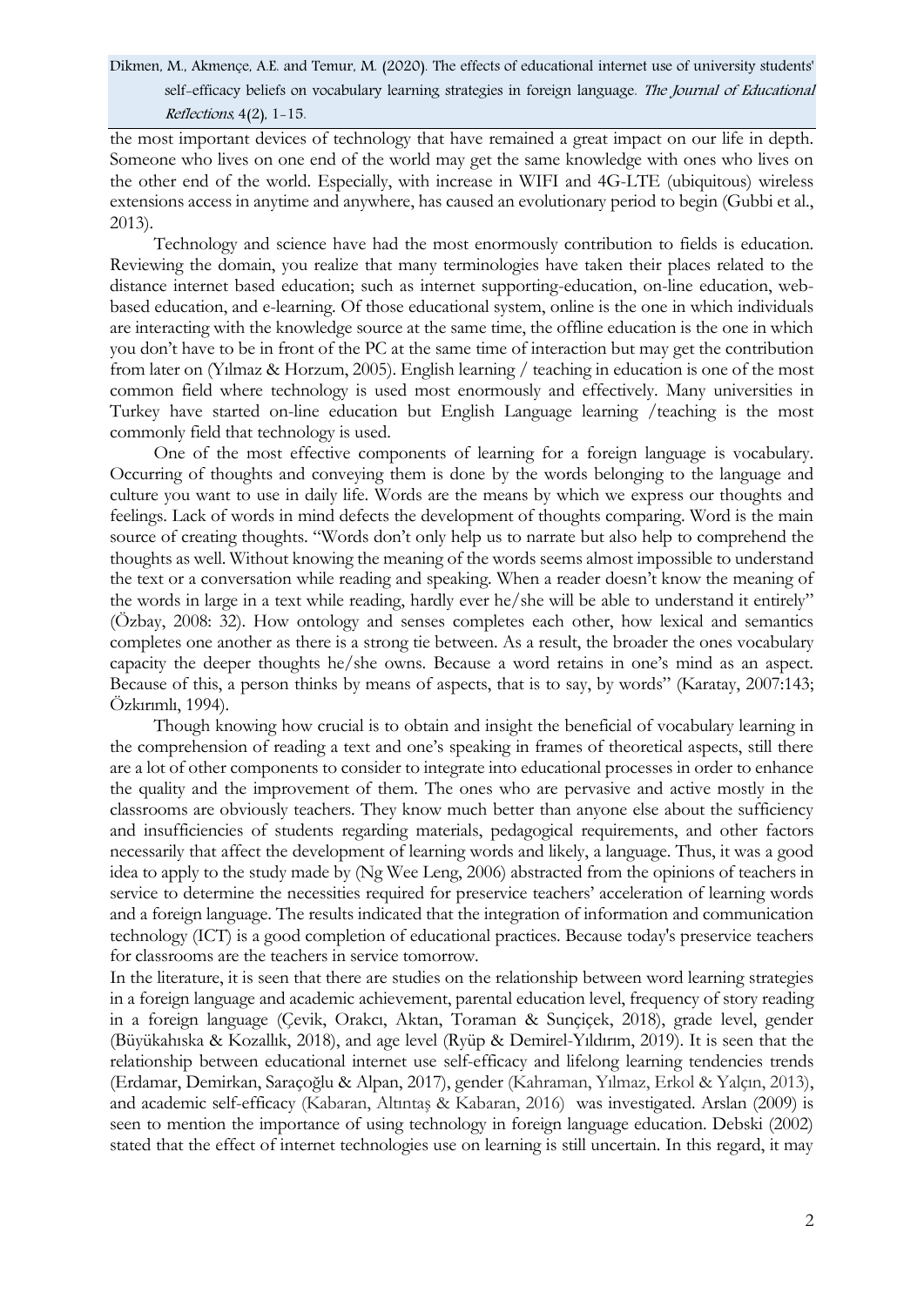the most important devices of technology that have remained a great impact on our life in depth. Someone who lives on one end of the world may get the same knowledge with ones who lives on the other end of the world. Especially, with increase in WIFI and 4G-LTE (ubiquitous) wireless extensions access in anytime and anywhere, has caused an evolutionary period to begin (Gubbi et al., 2013).

Technology and science have had the most enormously contribution to fields is education. Reviewing the domain, you realize that many terminologies have taken their places related to the distance internet based education; such as internet supporting-education, on-line education, web-based education, and e-learning. Of those educational system, online is the one in which individuals are interacting with the knowledge source at the same time, the offline education is the one in which you don't have to be in front of the PC at the same time of interaction but may get the contribution from later on (Yılmaz & Horzum, 2005). English learning / teaching in education is one of the most common field where technology is used most enormously and effectively. Many universities in Turkey have started on-line education but English Language learning /teaching is the most commonly field that technology is used.

One of the most effective components of learning for a foreign language is vocabulary. Occurring of thoughts and conveying them is done by the words belonging to the language and culture you want to use in daily life. Words are the means by which we express our thoughts and feelings. Lack of words in mind defects the development of thoughts comparing. Word is the main source of creating thoughts. "Words don't only help us to narrate but also help to comprehend the thoughts as well. Without knowing the meaning of the words seems almost impossible to understand the text or a conversation while reading and speaking. When a reader doesn't know the meaning of the words in large in a text while reading, hardly ever he/she will be able to understand it entirely" (Özbay, 2008: 32). How ontology and senses completes each other, how lexical and semantics completes one another as there is a strong tie between. As a result, the broader the ones vocabulary capacity the deeper thoughts he/she owns. Because a word retains in one's mind as an aspect. Because of this, a person thinks by means of aspects, that is to say, by words" (Karatay, 2007:143; Özkırımlı, 1994).

Though knowing how crucial is to obtain and insight the beneficial of vocabulary learning in the comprehension of reading a text and one's speaking in frames of theoretical aspects, still there are a lot of other components to consider to integrate into educational processes in order to enhance the quality and the improvement of them. The ones who are pervasive and active mostly in the classrooms are obviously teachers. They know much better than anyone else about the sufficiency and insufficiencies of students regarding materials, pedagogical requirements, and other factors necessarily that affect the development of learning words and likely, a language. Thus, it was a good idea to apply to the study made by (Ng Wee Leng, 2006) abstracted from the opinions of teachers in service to determine the necessities required for preservice teachers' acceleration of learning words and a foreign language. The results indicated that the integration of information and communication technology (ICT) is a good completion of educational practices. Because today's preservice teachers for classrooms are the teachers in service tomorrow.

In the literature, it is seen that there are studies on the relationship between word learning strategies in a foreign language and academic achievement, parental education level, frequency of story reading in a foreign language (Çevik, Orakcı, Aktan, Toraman & Sunçiçek, 2018), grade level, gender (Büyükahıska & Kozallık, 2018), and age level (Ryüp & Demirel-Yıldırım, 2019). It is seen that the relationship between educational internet use self-efficacy and lifelong learning tendencies trends (Erdamar, Demirkan, Saraçoğlu & Alpan, 2017), gender (Kahraman, Yılmaz, Erkol & Yalçın, 2013), and academic self-efficacy (Kabaran, Altıntaş & Kabaran, 2016) was investigated. Arslan (2009) is seen to mention the importance of using technology in foreign language education. Debski (2002) stated that the effect of internet technologies use on learning is still uncertain. In this regard, it may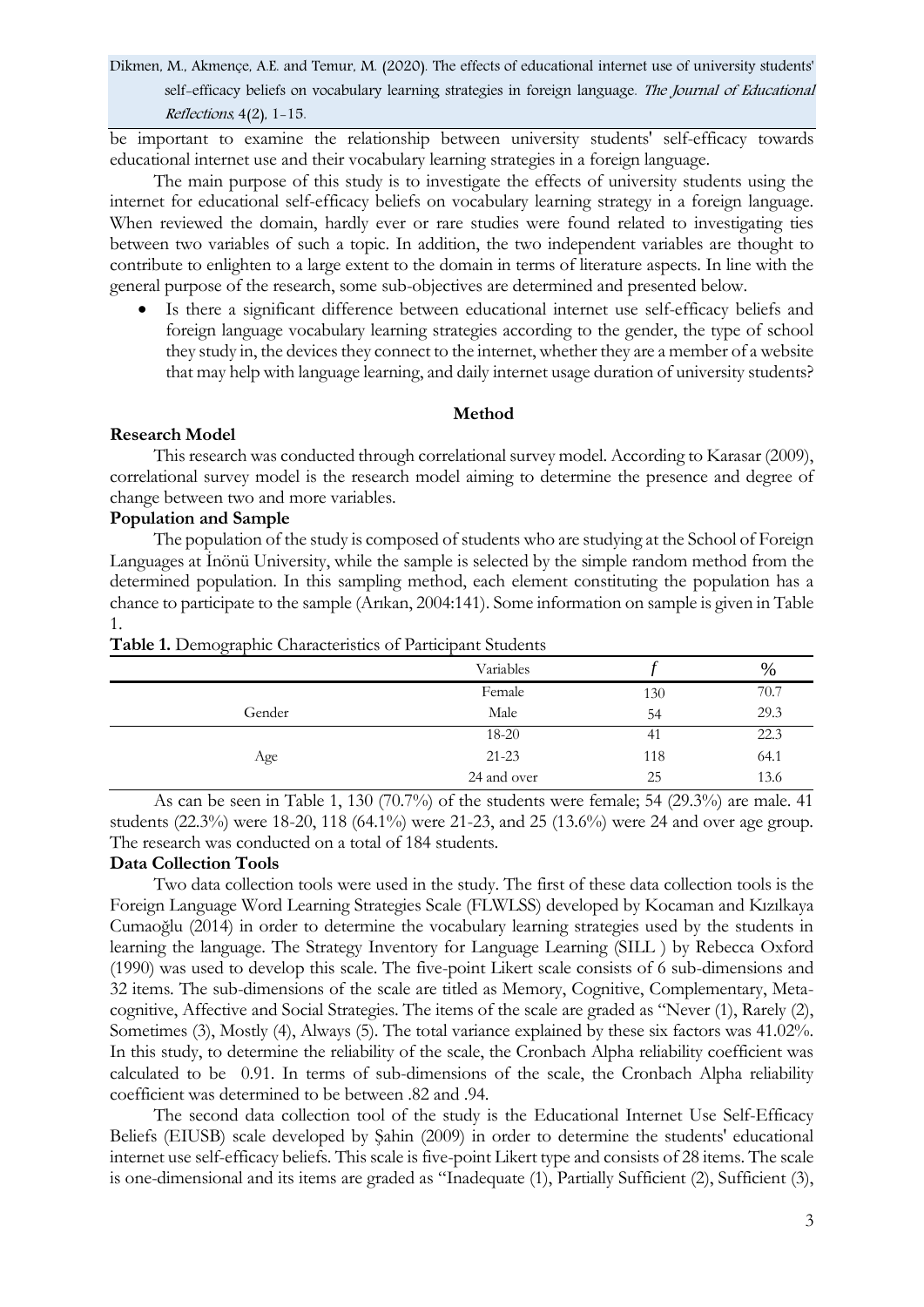be important to examine the relationship between university students' self-efficacy towards educational internet use and their vocabulary learning strategies in a foreign language.

The main purpose of this study is to investigate the effects of university students using the internet for educational self-efficacy beliefs on vocabulary learning strategy in a foreign language. When reviewed the domain, hardly ever or rare studies were found related to investigating ties between two variables of such a topic. In addition, the two independent variables are thought to contribute to enlighten to a large extent to the domain in terms of literature aspects. In line with the general purpose of the research, some sub-objectives are determined and presented below.

- Is there a significant difference between educational internet use self-efficacy beliefs and foreign language vocabulary learning strategies according to the gender, the type of school they study in, the devices they connect to the internet, whether they are a member of a website that may help with language learning, and daily internet usage duration of university students?

## Method

### Research Model

This research was conducted through correlational survey model. According to Karasar (2009), correlational survey model is the research model aiming to determine the presence and degree of change between two and more variables.

### Population and Sample

The population of the study is composed of students who are studying at the School of Foreign Languages at İnönü University, while the sample is selected by the simple random method from the determined population. In this sampling method, each element constituting the population has a chance to participate to the sample (Arıkan, 2004:141). Some information on sample is given in Table 1.

**Table 1.** Demographic Characteristics of Participant Students

| | Variables | *f* | % |
|---|---|---|---|
| Gender | Female | 130 | 70.7 |
| | Male | 54 | 29.3 |
| Age | 18-20 | 41 | 22.3 |
| | 21-23 | 118 | 64.1 |
| | 24 and over | 25 | 13.6 |

As can be seen in Table 1, 130 (70.7%) of the students were female; 54 (29.3%) are male. 41 students (22.3%) were 18-20, 118 (64.1%) were 21-23, and 25 (13.6%) were 24 and over age group. The research was conducted on a total of 184 students.

### Data Collection Tools

Two data collection tools were used in the study. The first of these data collection tools is the Foreign Language Word Learning Strategies Scale (FLWLSS) developed by Kocaman and Kızılkaya Cumaoğlu (2014) in order to determine the vocabulary learning strategies used by the students in learning the language. The Strategy Inventory for Language Learning (SILL ) by Rebecca Oxford (1990) was used to develop this scale. The five-point Likert scale consists of 6 sub-dimensions and 32 items. The sub-dimensions of the scale are titled as Memory, Cognitive, Complementary, Meta-cognitive, Affective and Social Strategies. The items of the scale are graded as "Never (1), Rarely (2), Sometimes (3), Mostly (4), Always (5). The total variance explained by these six factors was 41.02%. In this study, to determine the reliability of the scale, the Cronbach Alpha reliability coefficient was calculated to be 0.91. In terms of sub-dimensions of the scale, the Cronbach Alpha reliability coefficient was determined to be between .82 and .94.

The second data collection tool of the study is the Educational Internet Use Self-Efficacy Beliefs (EIUSB) scale developed by Şahin (2009) in order to determine the students' educational internet use self-efficacy beliefs. This scale is five-point Likert type and consists of 28 items. The scale is one-dimensional and its items are graded as "Inadequate (1), Partially Sufficient (2), Sufficient (3),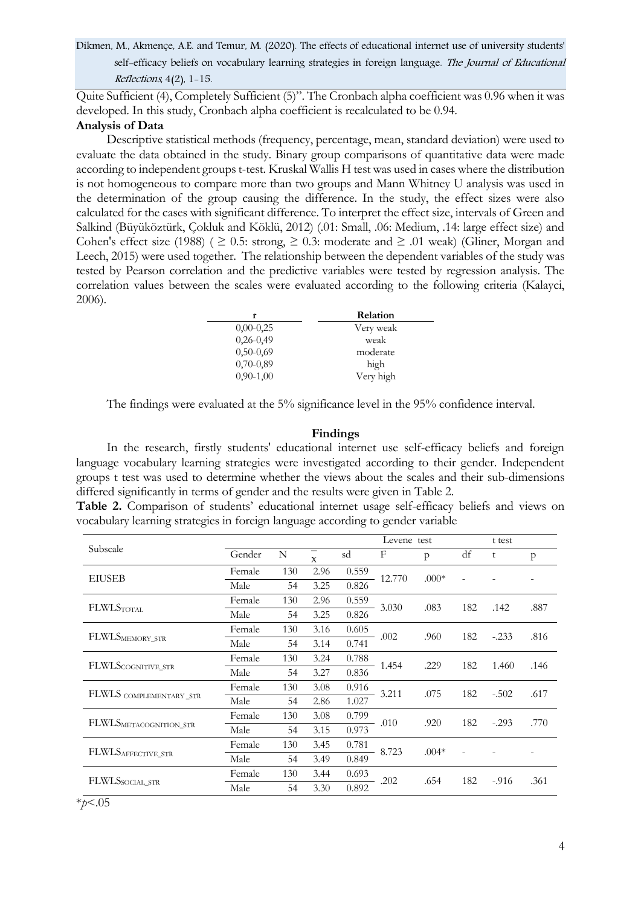Quite Sufficient (4), Completely Sufficient (5)". The Cronbach alpha coefficient was 0.96 when it was developed. In this study, Cronbach alpha coefficient is recalculated to be 0.94.

**Analysis of Data**

Descriptive statistical methods (frequency, percentage, mean, standard deviation) were used to evaluate the data obtained in the study. Binary group comparisons of quantitative data were made according to independent groups t-test. Kruskal Wallis H test was used in cases where the distribution is not homogeneous to compare more than two groups and Mann Whitney U analysis was used in the determination of the group causing the difference. In the study, the effect sizes were also calculated for the cases with significant difference. To interpret the effect size, intervals of Green and Salkind (Büyüköztürk, Çokluk and Köklü, 2012) (.01: Small, .06: Medium, .14: large effect size) and Cohen's effect size (1988) ( ≥ 0.5: strong, ≥ 0.3: moderate and ≥ .01 weak) (Gliner, Morgan and Leech, 2015) were used together. The relationship between the dependent variables of the study was tested by Pearson correlation and the predictive variables were tested by regression analysis. The correlation values between the scales were evaluated according to the following criteria (Kalayci, 2006).

| r | Relation |
|---|---|
| 0,00-0,25 | Very weak |
| 0,26-0,49 | weak |
| 0,50-0,69 | moderate |
| 0,70-0,89 | high |
| 0,90-1,00 | Very high |

The findings were evaluated at the 5% significance level in the 95% confidence interval.

## Findings

In the research, firstly students' educational internet use self-efficacy beliefs and foreign language vocabulary learning strategies were investigated according to their gender. Independent groups t test was used to determine whether the views about the scales and their sub-dimensions differed significantly in terms of gender and the results were given in Table 2.

**Table 2.** Comparison of students' educational internet usage self-efficacy beliefs and views on vocabulary learning strategies in foreign language according to gender variable

| Subscale | Gender | N | $\bar{x}$ | sd | Levene test F | Levene test p | df | t test t | t test p |
|---|---|---|---|---|---|---|---|---|---|
| EIUSEB | Female | 130 | 2.96 | 0.559 | 12.770 | .000* | - | - | - |
| | Male | 54 | 3.25 | 0.826 | | | | | |
| $FLWLS_{TOTAL}$ | Female | 130 | 2.96 | 0.559 | 3.030 | .083 | 182 | .142 | .887 |
| | Male | 54 | 3.25 | 0.826 | | | | | |
| $FLWLS_{MEMORY\_STR}$ | Female | 130 | 3.16 | 0.605 | .002 | .960 | 182 | -.233 | .816 |
| | Male | 54 | 3.14 | 0.741 | | | | | |
| $FLWLS_{COGNITIVE\_STR}$ | Female | 130 | 3.24 | 0.788 | 1.454 | .229 | 182 | 1.460 | .146 |
| | Male | 54 | 3.27 | 0.836 | | | | | |
| $FLWLS_{COMPLEMENTARY\_STR}$ | Female | 130 | 3.08 | 0.916 | 3.211 | .075 | 182 | -.502 | .617 |
| | Male | 54 | 2.86 | 1.027 | | | | | |
| $FLWLS_{METACOGNITION\_STR}$ | Female | 130 | 3.08 | 0.799 | .010 | .920 | 182 | -.293 | .770 |
| | Male | 54 | 3.15 | 0.973 | | | | | |
| $FLWLS_{AFFECTIVE\_STR}$ | Female | 130 | 3.45 | 0.781 | 8.723 | .004* | - | - | - |
| | Male | 54 | 3.49 | 0.849 | | | | | |
| $FLWLS_{SOCIAL\_STR}$ | Female | 130 | 3.44 | 0.693 | .202 | .654 | 182 | -.916 | .361 |
| | Male | 54 | 3.30 | 0.892 | | | | | |

*$p$<.05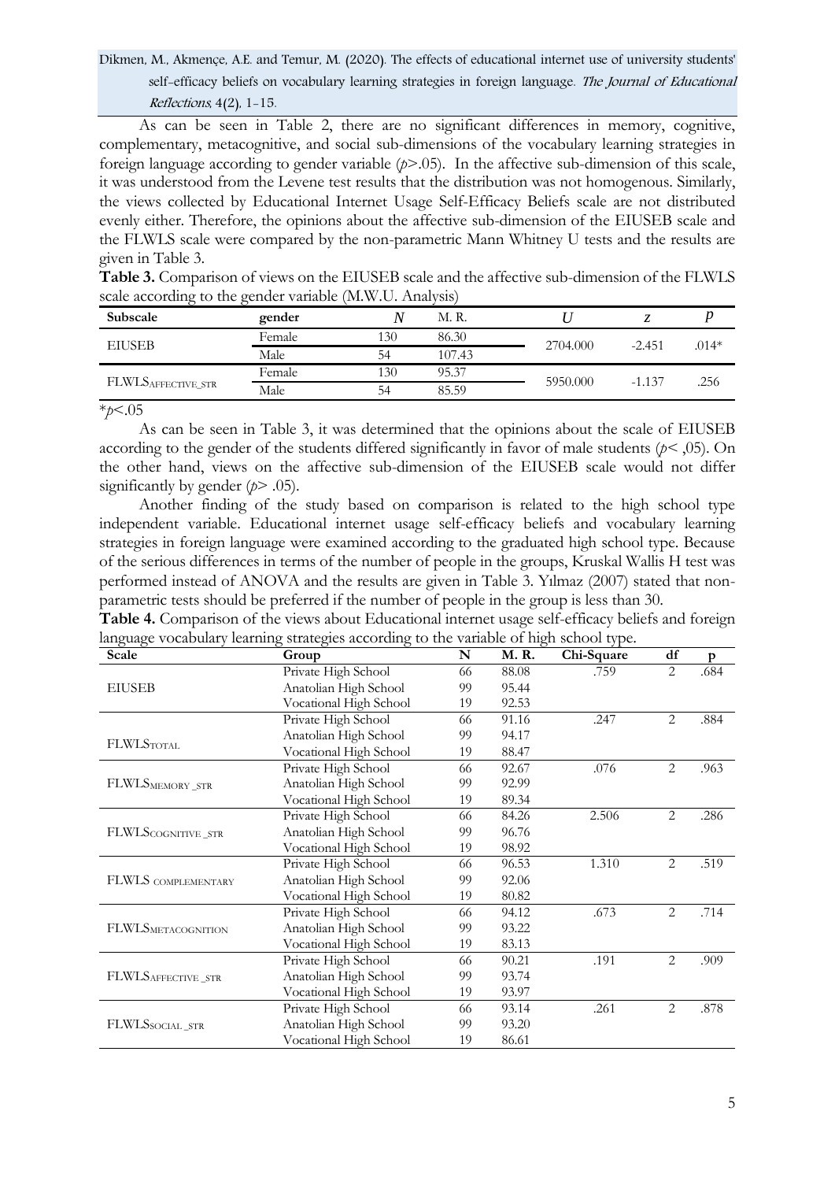As can be seen in Table 2, there are no significant differences in memory, cognitive, complementary, metacognitive, and social sub-dimensions of the vocabulary learning strategies in foreign language according to gender variable ($p$>.05). In the affective sub-dimension of this scale, it was understood from the Levene test results that the distribution was not homogenous. Similarly, the views collected by Educational Internet Usage Self-Efficacy Beliefs scale are not distributed evenly either. Therefore, the opinions about the affective sub-dimension of the EIUSEB scale and the FLWLS scale were compared by the non-parametric Mann Whitney U tests and the results are given in Table 3.

**Table 3.** Comparison of views on the EIUSEB scale and the affective sub-dimension of the FLWLS scale according to the gender variable (M.W.U. Analysis)

| Subscale | gender | $N$ | M. R. | $U$ | $z$ | $p$ |
|---|---|---|---|---|---|---|
| EIUSEB | Female | 130 | 86.30 | 2704.000 | -2.451 | .014* |
| | Male | 54 | 107.43 | | | |
| $FLWLS_{AFFECTIVE\_STR}$ | Female | 130 | 95.37 | 5950.000 | -1.137 | .256 |
| | Male | 54 | 85.59 | | | |

*$p$<.05

As can be seen in Table 3, it was determined that the opinions about the scale of EIUSEB according to the gender of the students differed significantly in favor of male students ($p$< ,05). On the other hand, views on the affective sub-dimension of the EIUSEB scale would not differ significantly by gender ($p$> .05).

Another finding of the study based on comparison is related to the high school type independent variable. Educational internet usage self-efficacy beliefs and vocabulary learning strategies in foreign language were examined according to the graduated high school type. Because of the serious differences in terms of the number of people in the groups, Kruskal Wallis H test was performed instead of ANOVA and the results are given in Table 3. Yılmaz (2007) stated that non-parametric tests should be preferred if the number of people in the group is less than 30.

**Table 4.** Comparison of the views about Educational internet usage self-efficacy beliefs and foreign language vocabulary learning strategies according to the variable of high school type.

| Scale | Group | N | M. R. | Chi-Square | df | p |
|---|---|---|---|---|---|---|
| EIUSEB | Private High School | 66 | 88.08 | .759 | 2 | .684 |
| | Anatolian High School | 99 | 95.44 | | | |
| | Vocational High School | 19 | 92.53 | | | |
| $FLWLS_{TOTAL}$ | Private High School | 66 | 91.16 | .247 | 2 | .884 |
| | Anatolian High School | 99 | 94.17 | | | |
| | Vocational High School | 19 | 88.47 | | | |
| $FLWLS_{MEMORY\_STR}$ | Private High School | 66 | 92.67 | .076 | 2 | .963 |
| | Anatolian High School | 99 | 92.99 | | | |
| | Vocational High School | 19 | 89.34 | | | |
| $FLWLS_{COGNITIVE\_STR}$ | Private High School | 66 | 84.26 | 2.506 | 2 | .286 |
| | Anatolian High School | 99 | 96.76 | | | |
| | Vocational High School | 19 | 98.92 | | | |
| $FLWLS_{COMPLEMENTARY}$ | Private High School | 66 | 96.53 | 1.310 | 2 | .519 |
| | Anatolian High School | 99 | 92.06 | | | |
| | Vocational High School | 19 | 80.82 | | | |
| $FLWLS_{METACOGNITION}$ | Private High School | 66 | 94.12 | .673 | 2 | .714 |
| | Anatolian High School | 99 | 93.22 | | | |
| | Vocational High School | 19 | 83.13 | | | |
| $FLWLS_{AFFECTIVE\_STR}$ | Private High School | 66 | 90.21 | .191 | 2 | .909 |
| | Anatolian High School | 99 | 93.74 | | | |
| | Vocational High School | 19 | 93.97 | | | |
| $FLWLS_{SOCIAL\_STR}$ | Private High School | 66 | 93.14 | .261 | 2 | .878 |
| | Anatolian High School | 99 | 93.20 | | | |
| | Vocational High School | 19 | 86.61 | | | |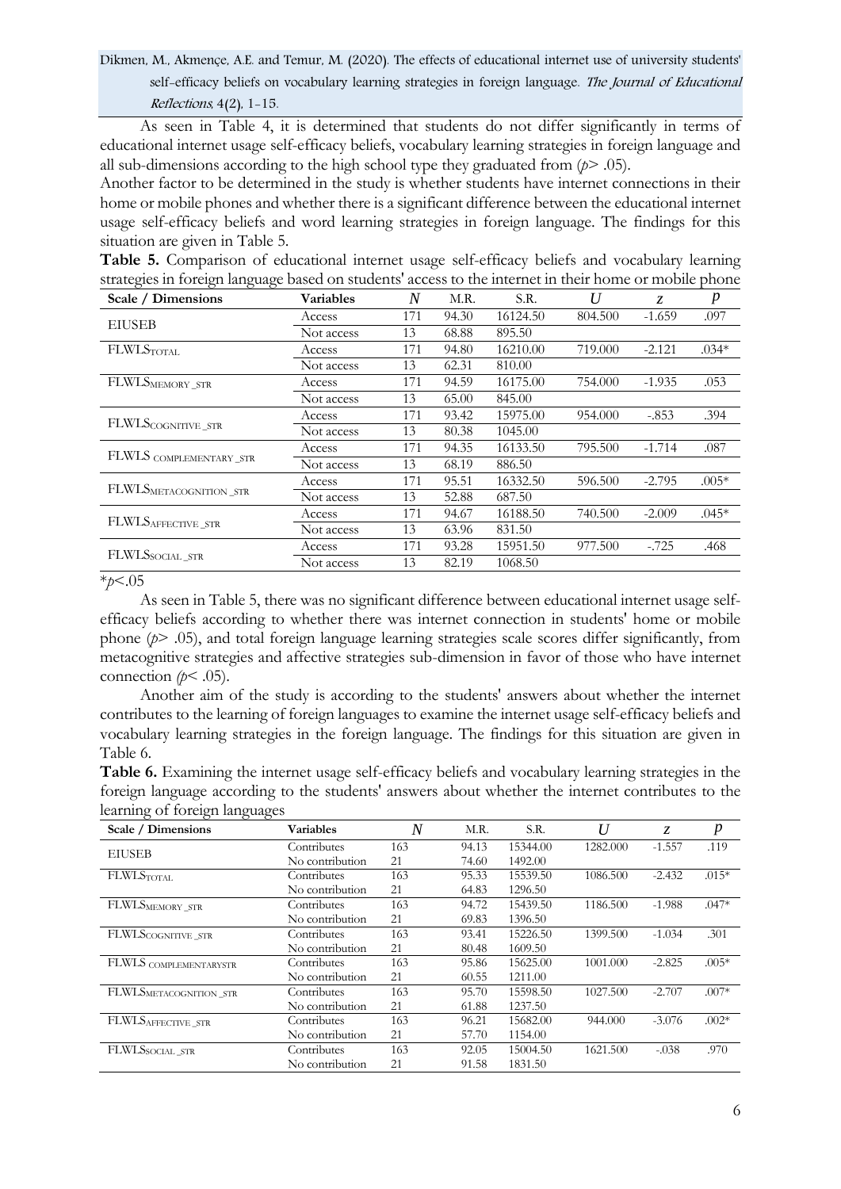As seen in Table 4, it is determined that students do not differ significantly in terms of educational internet usage self-efficacy beliefs, vocabulary learning strategies in foreign language and all sub-dimensions according to the high school type they graduated from ($p > .05$).

Another factor to be determined in the study is whether students have internet connections in their home or mobile phones and whether there is a significant difference between the educational internet usage self-efficacy beliefs and word learning strategies in foreign language. The findings for this situation are given in Table 5.

**Table 5.** Comparison of educational internet usage self-efficacy beliefs and vocabulary learning strategies in foreign language based on students' access to the internet in their home or mobile phone

| Scale / Dimensions | Variables | $N$ | M.R. | S.R. | $U$ | $z$ | $p$ |
|---|---|---|---|---|---|---|---|
| EIUSEB | Access | 171 | 94.30 | 16124.50 | 804.500 | -1.659 | .097 |
| | Not access | 13 | 68.88 | 895.50 | | | |
| $FLWLS_{TOTAL}$ | Access | 171 | 94.80 | 16210.00 | 719.000 | -2.121 | .034* |
| | Not access | 13 | 62.31 | 810.00 | | | |
| $FLWLS_{MEMORY\_STR}$ | Access | 171 | 94.59 | 16175.00 | 754.000 | -1.935 | .053 |
| | Not access | 13 | 65.00 | 845.00 | | | |
| $FLWLS_{COGNITIVE\_STR}$ | Access | 171 | 93.42 | 15975.00 | 954.000 | -.853 | .394 |
| | Not access | 13 | 80.38 | 1045.00 | | | |
| $FLWLS_{COMPLEMENTARY\_STR}$ | Access | 171 | 94.35 | 16133.50 | 795.500 | -1.714 | .087 |
| | Not access | 13 | 68.19 | 886.50 | | | |
| $FLWLS_{METACOGNITION\_STR}$ | Access | 171 | 95.51 | 16332.50 | 596.500 | -2.795 | .005* |
| | Not access | 13 | 52.88 | 687.50 | | | |
| $FLWLS_{AFFECTIVE\_STR}$ | Access | 171 | 94.67 | 16188.50 | 740.500 | -2.009 | .045* |
| | Not access | 13 | 63.96 | 831.50 | | | |
| $FLWLS_{SOCIAL\_STR}$ | Access | 171 | 93.28 | 15951.50 | 977.500 | -.725 | .468 |
| | Not access | 13 | 82.19 | 1068.50 | | | |

*$p < .05$

As seen in Table 5, there was no significant difference between educational internet usage self-efficacy beliefs according to whether there was internet connection in students' home or mobile phone ($p > .05$), and total foreign language learning strategies scale scores differ significantly, from metacognitive strategies and affective strategies sub-dimension in favor of those who have internet connection ($p < .05$).

Another aim of the study is according to the students' answers about whether the internet contributes to the learning of foreign languages to examine the internet usage self-efficacy beliefs and vocabulary learning strategies in the foreign language. The findings for this situation are given in Table 6.

**Table 6.** Examining the internet usage self-efficacy beliefs and vocabulary learning strategies in the foreign language according to the students' answers about whether the internet contributes to the learning of foreign languages

| Scale / Dimensions | Variables | $N$ | M.R. | S.R. | $U$ | $z$ | $p$ |
|---|---|---|---|---|---|---|---|
| EIUSEB | Contributes | 163 | 94.13 | 15344.00 | 1282.000 | -1.557 | .119 |
| | No contribution | 21 | 74.60 | 1492.00 | | | |
| $FLWLS_{TOTAL}$ | Contributes | 163 | 95.33 | 15539.50 | 1086.500 | -2.432 | .015* |
| | No contribution | 21 | 64.83 | 1296.50 | | | |
| $FLWLS_{MEMORY\_STR}$ | Contributes | 163 | 94.72 | 15439.50 | 1186.500 | -1.988 | .047* |
| | No contribution | 21 | 69.83 | 1396.50 | | | |
| $FLWLS_{COGNITIVE\_STR}$ | Contributes | 163 | 93.41 | 15226.50 | 1399.500 | -1.034 | .301 |
| | No contribution | 21 | 80.48 | 1609.50 | | | |
| $FLWLS_{COMPLEMENTARYSTR}$ | Contributes | 163 | 95.86 | 15625.00 | 1001.000 | -2.825 | .005* |
| | No contribution | 21 | 60.55 | 1211.00 | | | |
| $FLWLS_{METACOGNITION\_STR}$ | Contributes | 163 | 95.70 | 15598.50 | 1027.500 | -2.707 | .007* |
| | No contribution | 21 | 61.88 | 1237.50 | | | |
| $FLWLS_{AFFECTIVE\_STR}$ | Contributes | 163 | 96.21 | 15682.00 | 944.000 | -3.076 | .002* |
| | No contribution | 21 | 57.70 | 1154.00 | | | |
| $FLWLS_{SOCIAL\_STR}$ | Contributes | 163 | 92.05 | 15004.50 | 1621.500 | -.038 | .970 |
| | No contribution | 21 | 91.58 | 1831.50 | | | |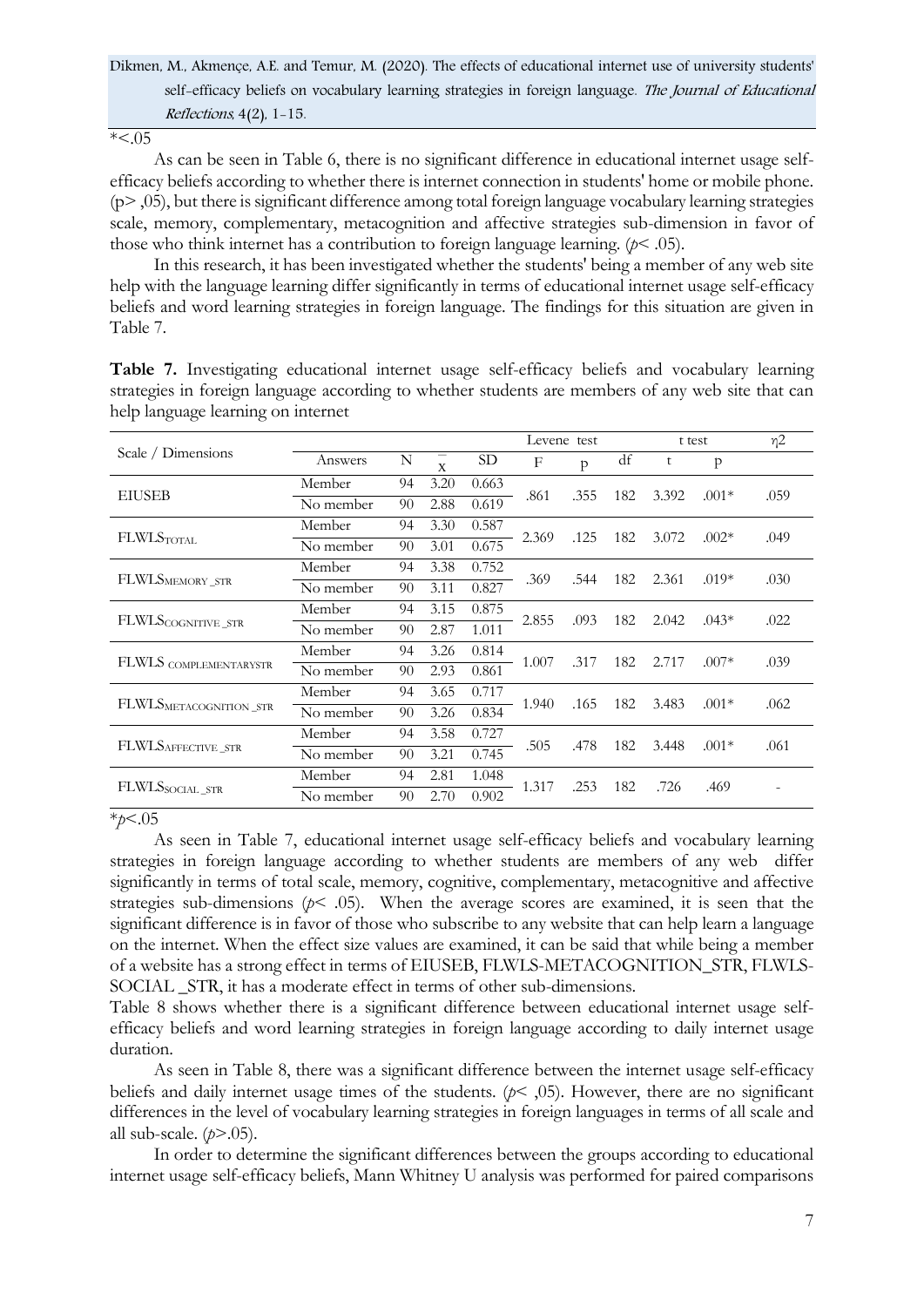*<.05

As can be seen in Table 6, there is no significant difference in educational internet usage self-efficacy beliefs according to whether there is internet connection in students' home or mobile phone. (p> ,05), but there is significant difference among total foreign language vocabulary learning strategies scale, memory, complementary, metacognition and affective strategies sub-dimension in favor of those who think internet has a contribution to foreign language learning. ($p < .05$).

In this research, it has been investigated whether the students' being a member of any web site help with the language learning differ significantly in terms of educational internet usage self-efficacy beliefs and word learning strategies in foreign language. The findings for this situation are given in Table 7.

**Table 7.** Investigating educational internet usage self-efficacy beliefs and vocabulary learning strategies in foreign language according to whether students are members of any web site that can help language learning on internet

| Scale / Dimensions | Answers | N | $\bar{x}$ | SD | Levene test F | Levene test p | df | t test t | t test p | $\eta 2$ |
|---|---|---|---|---|---|---|---|---|---|---|
| EIUSEB | Member | 94 | 3.20 | 0.663 | .861 | .355 | 182 | 3.392 | .001* | .059 |
| | No member | 90 | 2.88 | 0.619 | | | | | | |
| $FLWLS_{TOTAL}$ | Member | 94 | 3.30 | 0.587 | 2.369 | .125 | 182 | 3.072 | .002* | .049 |
| | No member | 90 | 3.01 | 0.675 | | | | | | |
| $FLWLS_{MEMORY\_STR}$ | Member | 94 | 3.38 | 0.752 | .369 | .544 | 182 | 2.361 | .019* | .030 |
| | No member | 90 | 3.11 | 0.827 | | | | | | |
| $FLWLS_{COGNITIVE\_STR}$ | Member | 94 | 3.15 | 0.875 | 2.855 | .093 | 182 | 2.042 | .043* | .022 |
| | No member | 90 | 2.87 | 1.011 | | | | | | |
| $FLWLS_{COMPLEMENTARYSTR}$ | Member | 94 | 3.26 | 0.814 | 1.007 | .317 | 182 | 2.717 | .007* | .039 |
| | No member | 90 | 2.93 | 0.861 | | | | | | |
| $FLWLS_{METACOGNITION\_STR}$ | Member | 94 | 3.65 | 0.717 | 1.940 | .165 | 182 | 3.483 | .001* | .062 |
| | No member | 90 | 3.26 | 0.834 | | | | | | |
| $FLWLS_{AFFECTIVE\_STR}$ | Member | 94 | 3.58 | 0.727 | .505 | .478 | 182 | 3.448 | .001* | .061 |
| | No member | 90 | 3.21 | 0.745 | | | | | | |
| $FLWLS_{SOCIAL\_STR}$ | Member | 94 | 2.81 | 1.048 | 1.317 | .253 | 182 | .726 | .469 | - |
| | No member | 90 | 2.70 | 0.902 | | | | | | |

*$p<.05$

As seen in Table 7, educational internet usage self-efficacy beliefs and vocabulary learning strategies in foreign language according to whether students are members of any web differ significantly in terms of total scale, memory, cognitive, complementary, metacognitive and affective strategies sub-dimensions ($p < .05$). When the average scores are examined, it is seen that the significant difference is in favor of those who subscribe to any website that can help learn a language on the internet. When the effect size values are examined, it can be said that while being a member of a website has a strong effect in terms of EIUSEB, FLWLS-METACOGNITION_STR, FLWLS-SOCIAL _STR, it has a moderate effect in terms of other sub-dimensions.

Table 8 shows whether there is a significant difference between educational internet usage self-efficacy beliefs and word learning strategies in foreign language according to daily internet usage duration.

As seen in Table 8, there was a significant difference between the internet usage self-efficacy beliefs and daily internet usage times of the students. ($p <$ ,05). However, there are no significant differences in the level of vocabulary learning strategies in foreign languages in terms of all scale and all sub-scale. ($p > .05$).

In order to determine the significant differences between the groups according to educational internet usage self-efficacy beliefs, Mann Whitney U analysis was performed for paired comparisons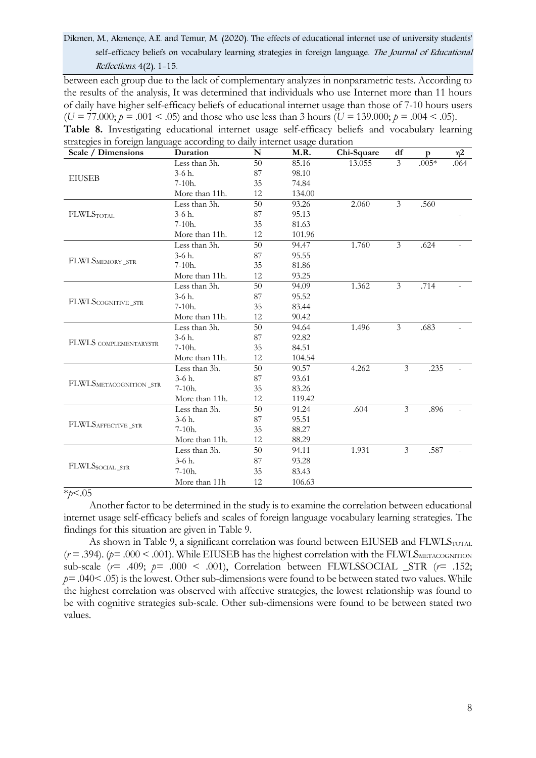between each group due to the lack of complementary analyzes in nonparametric tests. According to the results of the analysis, It was determined that individuals who use Internet more than 11 hours of daily have higher self-efficacy beliefs of educational internet usage than those of 7-10 hours users ($U$ = 77.000; $p$ = .001 < .05) and those who use less than 3 hours ($U$ = 139.000; $p$ = .004 < .05).

**Table 8.** Investigating educational internet usage self-efficacy beliefs and vocabulary learning strategies in foreign language according to daily internet usage duration

| Scale / Dimensions | Duration | N | M.R. | Chi-Square | df | p | $\eta 2$ |
|---|---|---|---|---|---|---|---|
| EIUSEB | Less than 3h. | 50 | 85.16 | 13.055 | 3 | .005* | .064 |
| | 3-6 h. | 87 | 98.10 | | | | |
| | 7-10h. | 35 | 74.84 | | | | |
| | More than 11h. | 12 | 134.00 | | | | |
| $FLWLS_{TOTAL}$ | Less than 3h. | 50 | 93.26 | 2.060 | 3 | .560 | - |
| | 3-6 h. | 87 | 95.13 | | | | |
| | 7-10h. | 35 | 81.63 | | | | |
| | More than 11h. | 12 | 101.96 | | | | |
| $FLWLS_{MEMORY\_STR}$ | Less than 3h. | 50 | 94.47 | 1.760 | 3 | .624 | - |
| | 3-6 h. | 87 | 95.55 | | | | |
| | 7-10h. | 35 | 81.86 | | | | |
| | More than 11h. | 12 | 93.25 | | | | |
| $FLWLS_{COGNITIVE\_STR}$ | Less than 3h. | 50 | 94.09 | 1.362 | 3 | .714 | - |
| | 3-6 h. | 87 | 95.52 | | | | |
| | 7-10h. | 35 | 83.44 | | | | |
| | More than 11h. | 12 | 90.42 | | | | |
| $FLWLS_{COMPLEMENTARYSTR}$ | Less than 3h. | 50 | 94.64 | 1.496 | 3 | .683 | - |
| | 3-6 h. | 87 | 92.82 | | | | |
| | 7-10h. | 35 | 84.51 | | | | |
| | More than 11h. | 12 | 104.54 | | | | |
| $FLWLS_{METACOGNITION\_STR}$ | Less than 3h. | 50 | 90.57 | 4.262 | 3 | .235 | - |
| | 3-6 h. | 87 | 93.61 | | | | |
| | 7-10h. | 35 | 83.26 | | | | |
| | More than 11h. | 12 | 119.42 | | | | |
| $FLWLS_{AFFECTIVE\_STR}$ | Less than 3h. | 50 | 91.24 | .604 | 3 | .896 | - |
| | 3-6 h. | 87 | 95.51 | | | | |
| | 7-10h. | 35 | 88.27 | | | | |
| | More than 11h. | 12 | 88.29 | | | | |
| $FLWLS_{SOCIAL\_STR}$ | Less than 3h. | 50 | 94.11 | 1.931 | 3 | .587 | - |
| | 3-6 h. | 87 | 93.28 | | | | |
| | 7-10h. | 35 | 83.43 | | | | |
| | More than 11h | 12 | 106.63 | | | | |

*$p$<.05

Another factor to be determined in the study is to examine the correlation between educational internet usage self-efficacy beliefs and scales of foreign language vocabulary learning strategies. The findings for this situation are given in Table 9.

As shown in Table 9, a significant correlation was found between EIUSEB and $FLWLS_{TOTAL}$ ($r$ = .394). ($p$= .000 < .001). While EIUSEB has the highest correlation with the $FLWLS_{METACOGNITION}$ sub-scale ($r$= .409; $p$= .000 < .001), Correlation between FLWLSSOCIAL _STR ($r$= .152; $p$= .040< .05) is the lowest. Other sub-dimensions were found to be between stated two values. While the highest correlation was observed with affective strategies, the lowest relationship was found to be with cognitive strategies sub-scale. Other sub-dimensions were found to be between stated two values.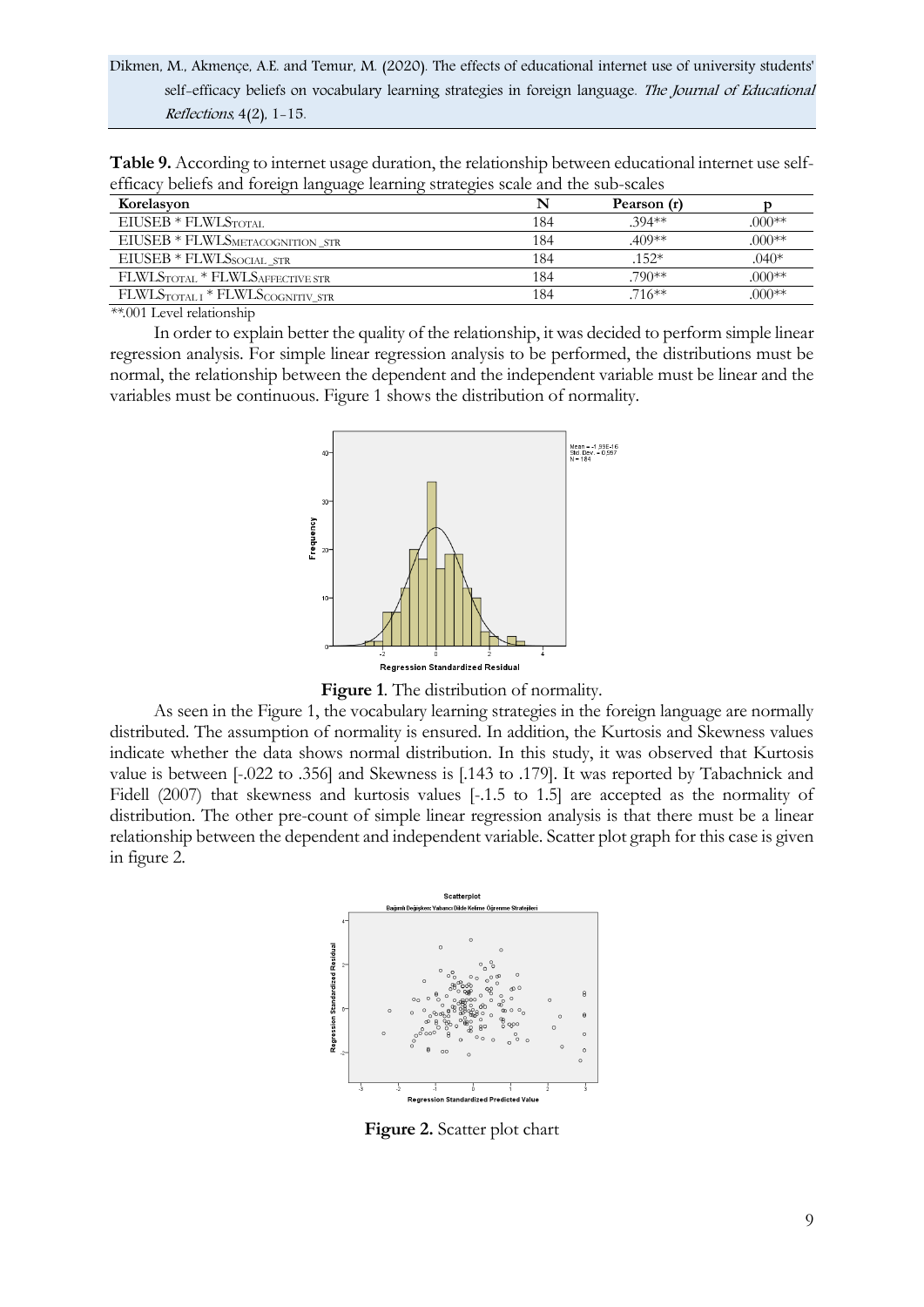**Table 9.** According to internet usage duration, the relationship between educational internet use self-efficacy beliefs and foreign language learning strategies scale and the sub-scales

| Korelasyon | N | Pearson (r) | p |
|---|---|---|---|
| EIUSEB * $FLWLS_{TOTAL}$ | 184 | .394** | .000** |
| EIUSEB * $FLWLS_{METACOGNITION\_STR}$ | 184 | .409** | .000** |
| EIUSEB * $FLWLS_{SOCIAL\_STR}$ | 184 | .152* | .040* |
| $FLWLS_{TOTAL}$ * $FLWLS_{AFFECTIVE\ STR}$ | 184 | .790** | .000** |
| $FLWLS_{TOTAL\ I}$ * $FLWLS_{COGNITIV\_STR}$ | 184 | .716** | .000** |

**.001 Level relationship

In order to explain better the quality of the relationship, it was decided to perform simple linear regression analysis. For simple linear regression analysis to be performed, the distributions must be normal, the relationship between the dependent and the independent variable must be linear and the variables must be continuous. Figure 1 shows the distribution of normality.

**Figure 1**. The distribution of normality.

As seen in the Figure 1, the vocabulary learning strategies in the foreign language are normally distributed. The assumption of normality is ensured. In addition, the Kurtosis and Skewness values indicate whether the data shows normal distribution. In this study, it was observed that Kurtosis value is between [-.022 to .356] and Skewness is [.143 to .179]. It was reported by Tabachnick and Fidell (2007) that skewness and kurtosis values [-.1.5 to 1.5] are accepted as the normality of distribution. The other pre-count of simple linear regression analysis is that there must be a linear relationship between the dependent and independent variable. Scatter plot graph for this case is given in figure 2.

**Figure 2.** Scatter plot chart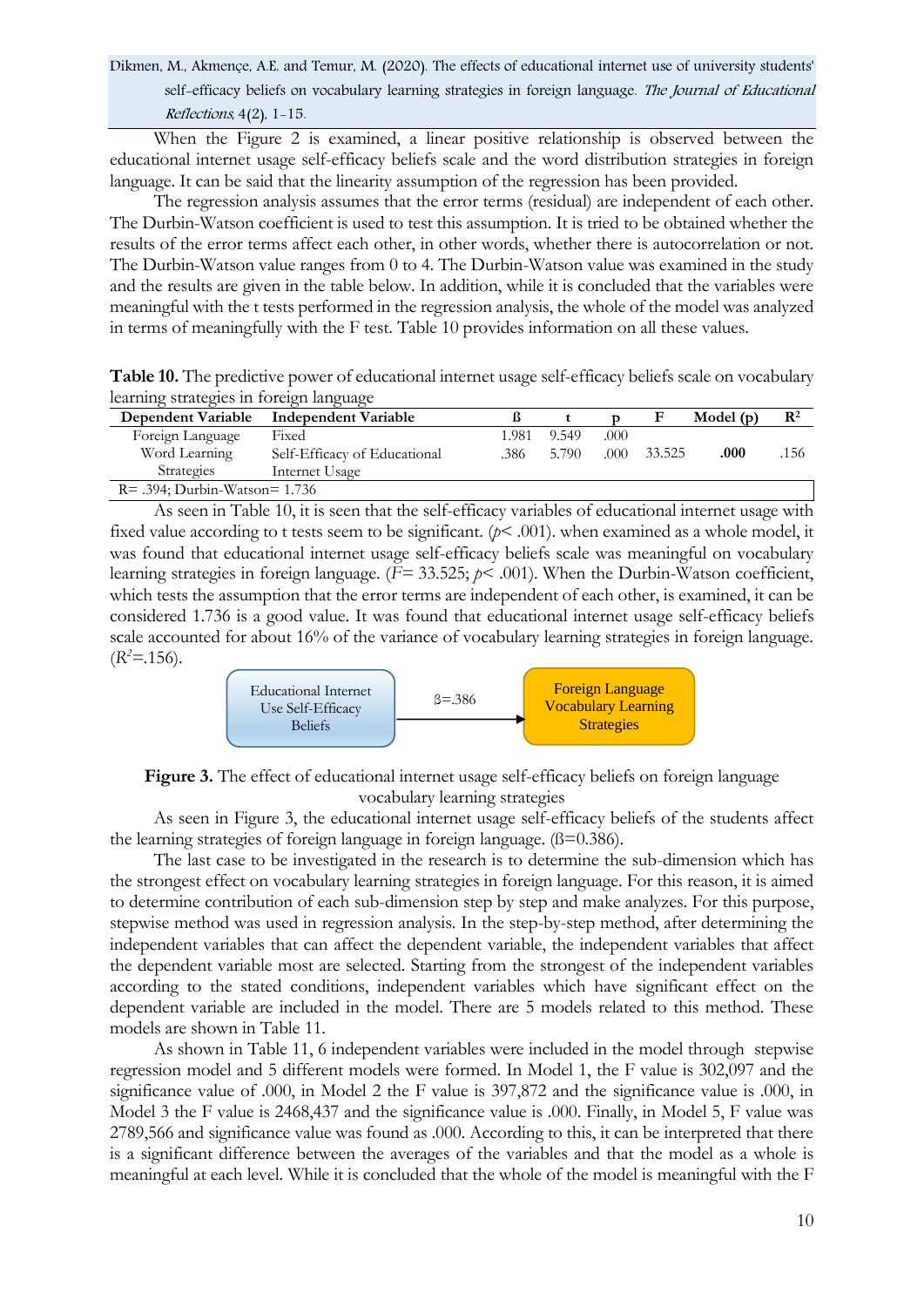When the Figure 2 is examined, a linear positive relationship is observed between the educational internet usage self-efficacy beliefs scale and the word distribution strategies in foreign language. It can be said that the linearity assumption of the regression has been provided.

The regression analysis assumes that the error terms (residual) are independent of each other. The Durbin-Watson coefficient is used to test this assumption. It is tried to be obtained whether the results of the error terms affect each other, in other words, whether there is autocorrelation or not. The Durbin-Watson value ranges from 0 to 4. The Durbin-Watson value was examined in the study and the results are given in the table below. In addition, while it is concluded that the variables were meaningful with the t tests performed in the regression analysis, the whole of the model was analyzed in terms of meaningfully with the F test. Table 10 provides information on all these values.

**Table 10.** The predictive power of educational internet usage self-efficacy beliefs scale on vocabulary learning strategies in foreign language

| Dependent Variable | Independent Variable | ß | t | p | F | Model (p) | $R^2$ |
|---|---|---|---|---|---|---|---|
| Foreign Language Word Learning Strategies | Fixed | 1.981 | 9.549 | .000 | | | |
| | Self-Efficacy of Educational Internet Usage | .386 | 5.790 | .000 | 33.525 | **.000** | .156 |
| R= .394; Durbin-Watson= 1.736 | | | | | | | |

As seen in Table 10, it is seen that the self-efficacy variables of educational internet usage with fixed value according to t tests seem to be significant. ($p$< .001). when examined as a whole model, it was found that educational internet usage self-efficacy beliefs scale was meaningful on vocabulary learning strategies in foreign language. ($F$= 33.525; $p$< .001). When the Durbin-Watson coefficient, which tests the assumption that the error terms are independent of each other, is examined, it can be considered 1.736 is a good value. It was found that educational internet usage self-efficacy beliefs scale accounted for about 16% of the variance of vocabulary learning strategies in foreign language. ($R^2$=.156).

Educational Internet Use Self-Efficacy Beliefs → ß=.386 → Foreign Language Vocabulary Learning Strategies

**Figure 3.** The effect of educational internet usage self-efficacy beliefs on foreign language vocabulary learning strategies

As seen in Figure 3, the educational internet usage self-efficacy beliefs of the students affect the learning strategies of foreign language in foreign language. (ß=0.386).

The last case to be investigated in the research is to determine the sub-dimension which has the strongest effect on vocabulary learning strategies in foreign language. For this reason, it is aimed to determine contribution of each sub-dimension step by step and make analyzes. For this purpose, stepwise method was used in regression analysis. In the step-by-step method, after determining the independent variables that can affect the dependent variable, the independent variables that affect the dependent variable most are selected. Starting from the strongest of the independent variables according to the stated conditions, independent variables which have significant effect on the dependent variable are included in the model. There are 5 models related to this method. These models are shown in Table 11.

As shown in Table 11, 6 independent variables were included in the model through stepwise regression model and 5 different models were formed. In Model 1, the F value is 302,097 and the significance value of .000, in Model 2 the F value is 397,872 and the significance value is .000, in Model 3 the F value is 2468,437 and the significance value is .000. Finally, in Model 5, F value was 2789,566 and significance value was found as .000. According to this, it can be interpreted that there is a significant difference between the averages of the variables and that the model as a whole is meaningful at each level. While it is concluded that the whole of the model is meaningful with the F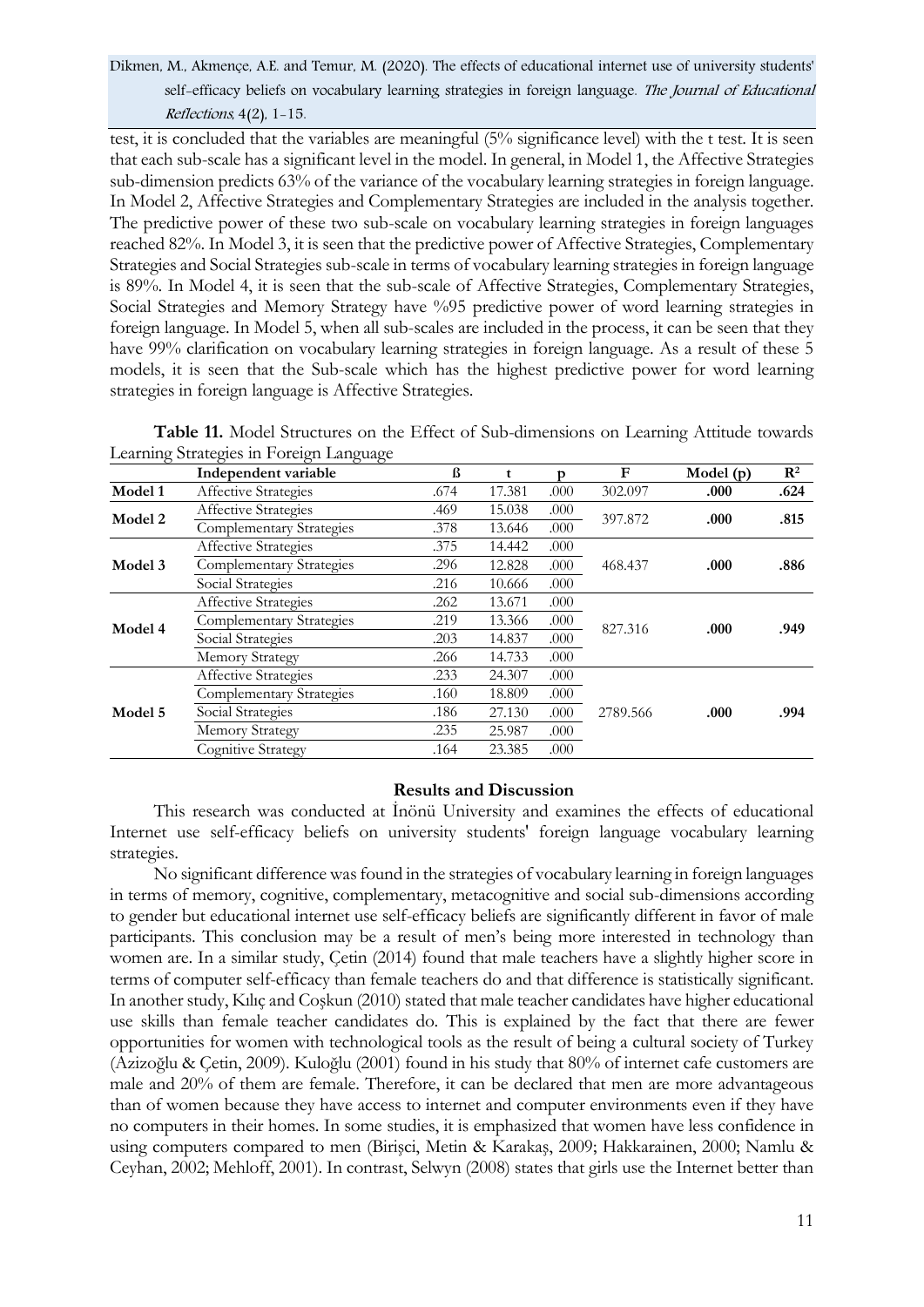test, it is concluded that the variables are meaningful (5% significance level) with the t test. It is seen that each sub-scale has a significant level in the model. In general, in Model 1, the Affective Strategies sub-dimension predicts 63% of the variance of the vocabulary learning strategies in foreign language. In Model 2, Affective Strategies and Complementary Strategies are included in the analysis together. The predictive power of these two sub-scale on vocabulary learning strategies in foreign languages reached 82%. In Model 3, it is seen that the predictive power of Affective Strategies, Complementary Strategies and Social Strategies sub-scale in terms of vocabulary learning strategies in foreign language is 89%. In Model 4, it is seen that the sub-scale of Affective Strategies, Complementary Strategies, Social Strategies and Memory Strategy have %95 predictive power of word learning strategies in foreign language. In Model 5, when all sub-scales are included in the process, it can be seen that they have 99% clarification on vocabulary learning strategies in foreign language. As a result of these 5 models, it is seen that the Sub-scale which has the highest predictive power for word learning strategies in foreign language is Affective Strategies.

**Table 11.** Model Structures on the Effect of Sub-dimensions on Learning Attitude towards Learning Strategies in Foreign Language

| | Independent variable | ß | t | p | F | Model (p) | $R^2$ |
|---|---|---|---|---|---|---|---|
| **Model 1** | Affective Strategies | .674 | 17.381 | .000 | 302.097 | **.000** | **.624** |
| **Model 2** | Affective Strategies | .469 | 15.038 | .000 | 397.872 | **.000** | **.815** |
| | Complementary Strategies | .378 | 13.646 | .000 | | | |
| **Model 3** | Affective Strategies | .375 | 14.442 | .000 | 468.437 | **.000** | **.886** |
| | Complementary Strategies | .296 | 12.828 | .000 | | | |
| | Social Strategies | .216 | 10.666 | .000 | | | |
| **Model 4** | Affective Strategies | .262 | 13.671 | .000 | 827.316 | **.000** | **.949** |
| | Complementary Strategies | .219 | 13.366 | .000 | | | |
| | Social Strategies | .203 | 14.837 | .000 | | | |
| | Memory Strategy | .266 | 14.733 | .000 | | | |
| **Model 5** | Affective Strategies | .233 | 24.307 | .000 | 2789.566 | **.000** | **.994** |
| | Complementary Strategies | .160 | 18.809 | .000 | | | |
| | Social Strategies | .186 | 27.130 | .000 | | | |
| | Memory Strategy | .235 | 25.987 | .000 | | | |
| | Cognitive Strategy | .164 | 23.385 | .000 | | | |

## Results and Discussion

This research was conducted at İnönü University and examines the effects of educational Internet use self-efficacy beliefs on university students' foreign language vocabulary learning strategies.

No significant difference was found in the strategies of vocabulary learning in foreign languages in terms of memory, cognitive, complementary, metacognitive and social sub-dimensions according to gender but educational internet use self-efficacy beliefs are significantly different in favor of male participants. This conclusion may be a result of men's being more interested in technology than women are. In a similar study, Çetin (2014) found that male teachers have a slightly higher score in terms of computer self-efficacy than female teachers do and that difference is statistically significant. In another study, Kılıç and Coşkun (2010) stated that male teacher candidates have higher educational use skills than female teacher candidates do. This is explained by the fact that there are fewer opportunities for women with technological tools as the result of being a cultural society of Turkey (Azizoğlu & Çetin, 2009). Kuloğlu (2001) found in his study that 80% of internet cafe customers are male and 20% of them are female. Therefore, it can be declared that men are more advantageous than of women because they have access to internet and computer environments even if they have no computers in their homes. In some studies, it is emphasized that women have less confidence in using computers compared to men (Birişci, Metin & Karakaş, 2009; Hakkarainen, 2000; Namlu & Ceyhan, 2002; Mehloff, 2001). In contrast, Selwyn (2008) states that girls use the Internet better than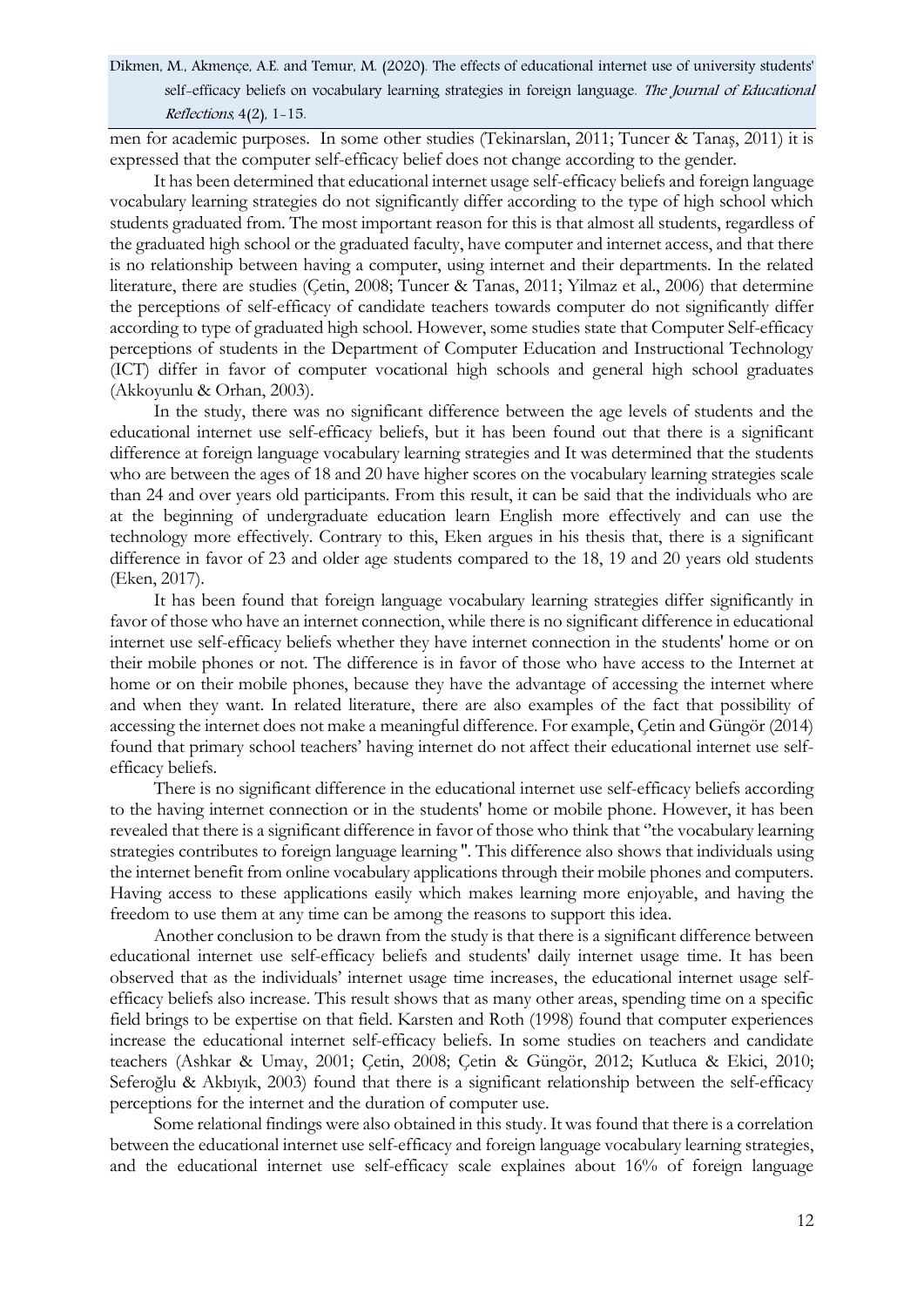men for academic purposes. In some other studies (Tekinarslan, 2011; Tuncer & Tanaş, 2011) it is expressed that the computer self-efficacy belief does not change according to the gender.

It has been determined that educational internet usage self-efficacy beliefs and foreign language vocabulary learning strategies do not significantly differ according to the type of high school which students graduated from. The most important reason for this is that almost all students, regardless of the graduated high school or the graduated faculty, have computer and internet access, and that there is no relationship between having a computer, using internet and their departments. In the related literature, there are studies (Çetin, 2008; Tuncer & Tanas, 2011; Yilmaz et al., 2006) that determine the perceptions of self-efficacy of candidate teachers towards computer do not significantly differ according to type of graduated high school. However, some studies state that Computer Self-efficacy perceptions of students in the Department of Computer Education and Instructional Technology (ICT) differ in favor of computer vocational high schools and general high school graduates (Akkoyunlu & Orhan, 2003).

In the study, there was no significant difference between the age levels of students and the educational internet use self-efficacy beliefs, but it has been found out that there is a significant difference at foreign language vocabulary learning strategies and It was determined that the students who are between the ages of 18 and 20 have higher scores on the vocabulary learning strategies scale than 24 and over years old participants. From this result, it can be said that the individuals who are at the beginning of undergraduate education learn English more effectively and can use the technology more effectively. Contrary to this, Eken argues in his thesis that, there is a significant difference in favor of 23 and older age students compared to the 18, 19 and 20 years old students (Eken, 2017).

It has been found that foreign language vocabulary learning strategies differ significantly in favor of those who have an internet connection, while there is no significant difference in educational internet use self-efficacy beliefs whether they have internet connection in the students' home or on their mobile phones or not. The difference is in favor of those who have access to the Internet at home or on their mobile phones, because they have the advantage of accessing the internet where and when they want. In related literature, there are also examples of the fact that possibility of accessing the internet does not make a meaningful difference. For example, Çetin and Güngör (2014) found that primary school teachers' having internet do not affect their educational internet use self-efficacy beliefs.

There is no significant difference in the educational internet use self-efficacy beliefs according to the having internet connection or in the students' home or mobile phone. However, it has been revealed that there is a significant difference in favor of those who think that "the vocabulary learning strategies contributes to foreign language learning ". This difference also shows that individuals using the internet benefit from online vocabulary applications through their mobile phones and computers. Having access to these applications easily which makes learning more enjoyable, and having the freedom to use them at any time can be among the reasons to support this idea.

Another conclusion to be drawn from the study is that there is a significant difference between educational internet use self-efficacy beliefs and students' daily internet usage time. It has been observed that as the individuals' internet usage time increases, the educational internet usage self-efficacy beliefs also increase. This result shows that as many other areas, spending time on a specific field brings to be expertise on that field. Karsten and Roth (1998) found that computer experiences increase the educational internet self-efficacy beliefs. In some studies on teachers and candidate teachers (Ashkar & Umay, 2001; Çetin, 2008; Çetin & Güngör, 2012; Kutluca & Ekici, 2010; Seferoğlu & Akbıyık, 2003) found that there is a significant relationship between the self-efficacy perceptions for the internet and the duration of computer use.

Some relational findings were also obtained in this study. It was found that there is a correlation between the educational internet use self-efficacy and foreign language vocabulary learning strategies, and the educational internet use self-efficacy scale explaines about 16% of foreign language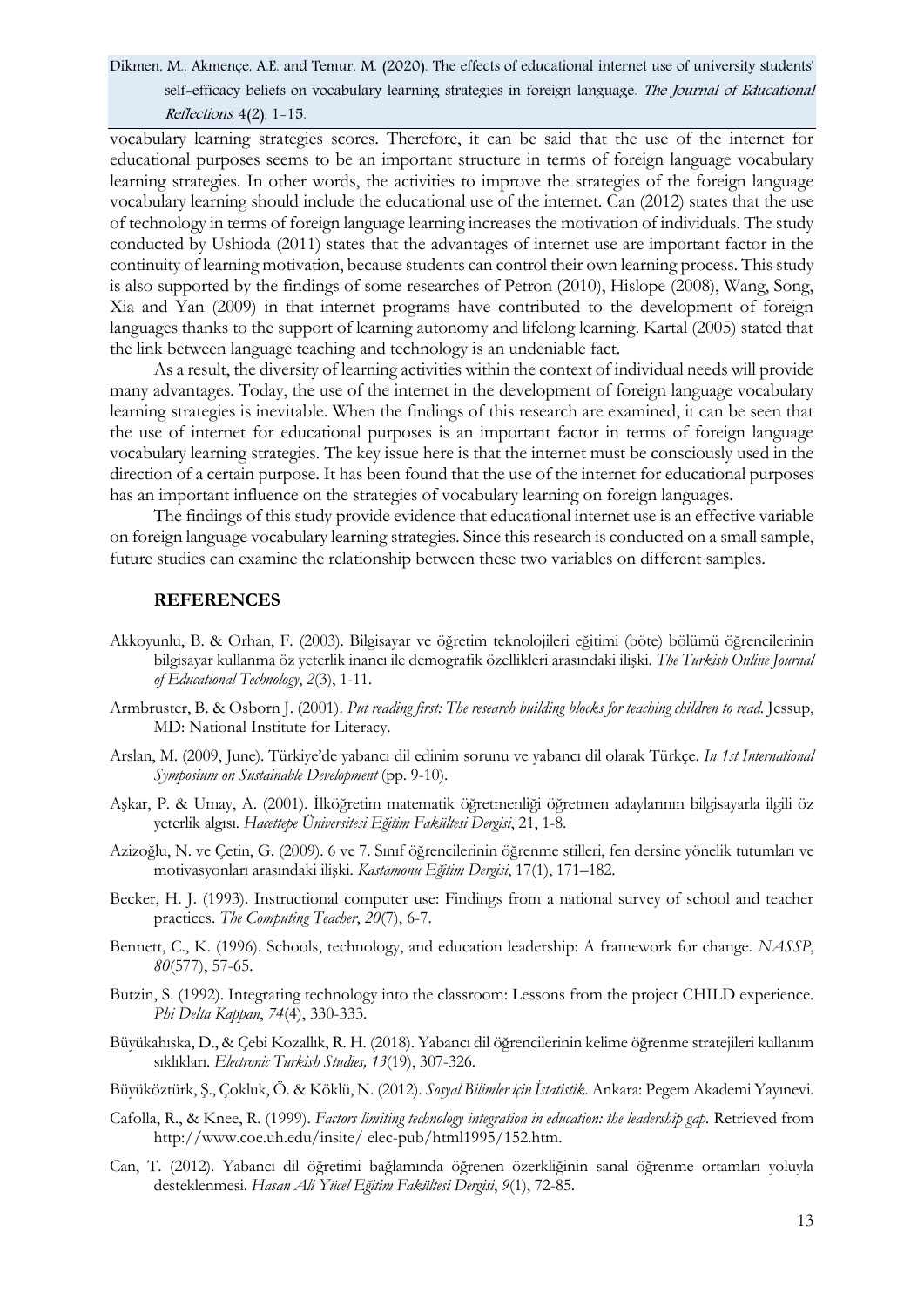vocabulary learning strategies scores. Therefore, it can be said that the use of the internet for educational purposes seems to be an important structure in terms of foreign language vocabulary learning strategies. In other words, the activities to improve the strategies of the foreign language vocabulary learning should include the educational use of the internet. Can (2012) states that the use of technology in terms of foreign language learning increases the motivation of individuals. The study conducted by Ushioda (2011) states that the advantages of internet use are important factor in the continuity of learning motivation, because students can control their own learning process. This study is also supported by the findings of some researches of Petron (2010), Hislope (2008), Wang, Song, Xia and Yan (2009) in that internet programs have contributed to the development of foreign languages thanks to the support of learning autonomy and lifelong learning. Kartal (2005) stated that the link between language teaching and technology is an undeniable fact.

As a result, the diversity of learning activities within the context of individual needs will provide many advantages. Today, the use of the internet in the development of foreign language vocabulary learning strategies is inevitable. When the findings of this research are examined, it can be seen that the use of internet for educational purposes is an important factor in terms of foreign language vocabulary learning strategies. The key issue here is that the internet must be consciously used in the direction of a certain purpose. It has been found that the use of the internet for educational purposes has an important influence on the strategies of vocabulary learning on foreign languages.

The findings of this study provide evidence that educational internet use is an effective variable on foreign language vocabulary learning strategies. Since this research is conducted on a small sample, future studies can examine the relationship between these two variables on different samples.

## REFERENCES

Akkoyunlu, B. & Orhan, F. (2003). Bilgisayar ve öğretim teknolojileri eğitimi (böte) bölümü öğrencilerinin bilgisayar kullanma öz yeterlik inancı ile demografik özellikleri arasındaki ilişki. *The Turkish Online Journal of Educational Technology*, *2*(3), 1-11.

Armbruster, B. & Osborn J. (2001). *Put reading first: The research building blocks for teaching children to read*. Jessup, MD: National Institute for Literacy.

Arslan, M. (2009, June). Türkiye'de yabancı dil edinim sorunu ve yabancı dil olarak Türkçe. *In 1st International Symposium on Sustainable Development* (pp. 9-10).

Aşkar, P. & Umay, A. (2001). İlköğretim matematik öğretmenliği öğretmen adaylarının bilgisayarla ilgili öz yeterlik algısı. *Hacettepe Üniversitesi Eğitim Fakültesi Dergisi*, 21, 1-8.

Azizoğlu, N. ve Çetin, G. (2009). 6 ve 7. Sınıf öğrencilerinin öğrenme stilleri, fen dersine yönelik tutumları ve motivasyonları arasındaki ilişki. *Kastamonu Eğitim Dergisi*, 17(1), 171–182.

Becker, H. J. (1993). Instructional computer use: Findings from a national survey of school and teacher practices. *The Computing Teacher*, *20*(7), 6-7.

Bennett, C., K. (1996). Schools, technology, and education leadership: A framework for change. *NASSP*, *80*(577), 57-65.

Butzin, S. (1992). Integrating technology into the classroom: Lessons from the project CHILD experience. *Phi Delta Kappan*, *74*(4), 330-333.

Büyükahıska, D., & Çebi Kozallık, R. H. (2018). Yabancı dil öğrencilerinin kelime öğrenme stratejileri kullanım sıklıkları. *Electronic Turkish Studies, 13*(19), 307-326.

Büyüköztürk, Ş., Çokluk, Ö. & Köklü, N. (2012). *Sosyal Bilimler için İstatistik*. Ankara: Pegem Akademi Yayınevi.

Cafolla, R., & Knee, R. (1999). *Factors limiting technology integration in education: the leadership gap*. Retrieved from http://www.coe.uh.edu/insite/ elec-pub/html1995/152.htm.

Can, T. (2012). Yabancı dil öğretimi bağlamında öğrenen özerkliğinin sanal öğrenme ortamları yoluyla desteklenmesi. *Hasan Ali Yücel Eğitim Fakültesi Dergisi*, *9*(1), 72-85.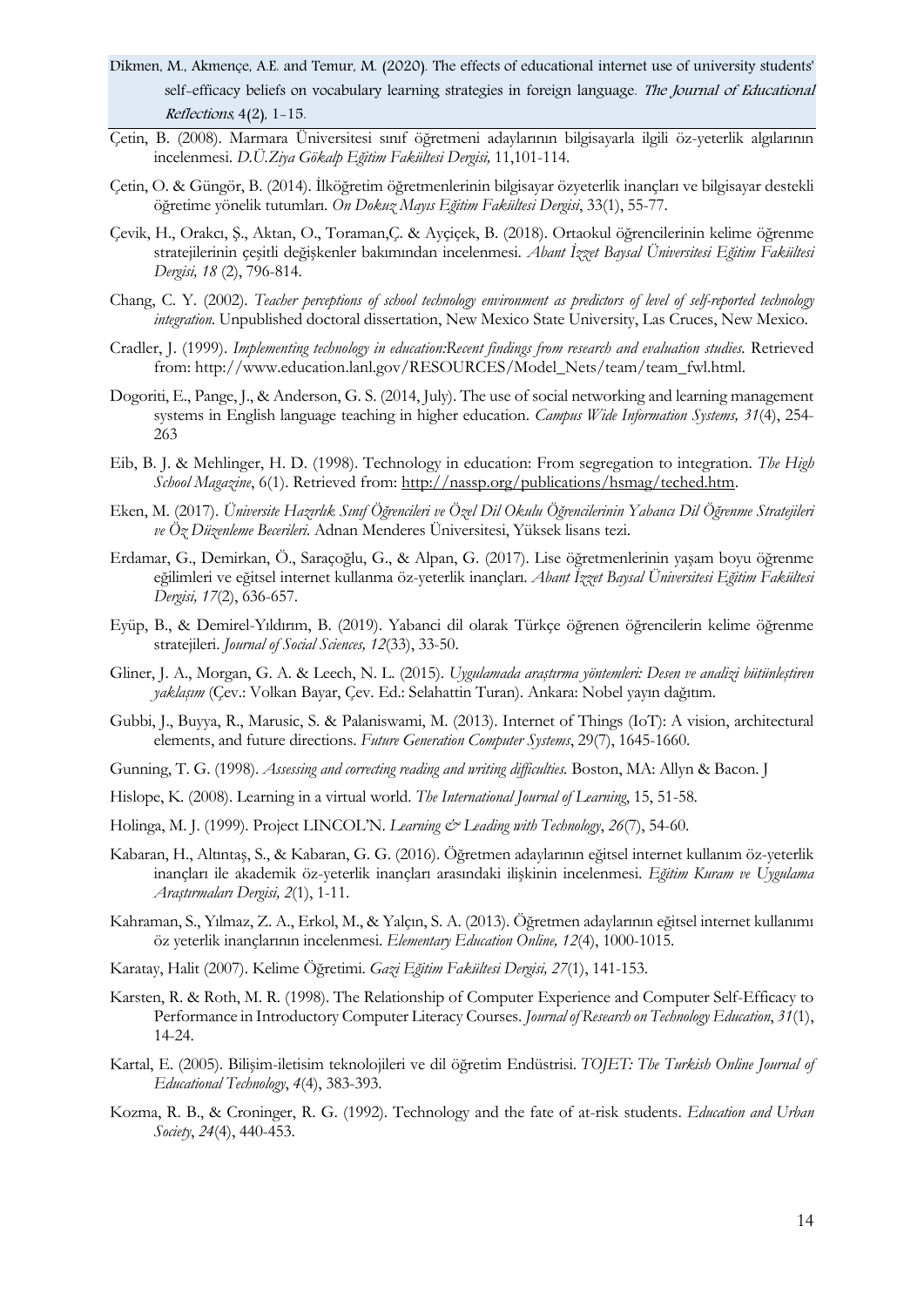Dikmen, M., Akmençe, A.E. and Temur, M. (2020). The effects of educational internet use of university students' self-efficacy beliefs on vocabulary learning strategies in foreign language. *The Journal of Educational Reflections*, 4(2), 1-15.

Çetin, B. (2008). Marmara Üniversitesi sınıf öğretmeni adaylarının bilgisayarla ilgili öz-yeterlik algılarının incelenmesi. *D.Ü.Ziya Gökalp Eğitim Fakültesi Dergisi,* 11,101-114.

Çetin, O. & Güngör, B. (2014). İlköğretim öğretmenlerinin bilgisayar özyeterlik inançları ve bilgisayar destekli öğretime yönelik tutumları. *On Dokuz Mayıs Eğitim Fakültesi Dergisi*, 33(1), 55-77.

Çevik, H., Orakcı, Ş., Aktan, O., Toraman,Ç. & Ayçiçek, B. (2018). Ortaokul öğrencilerinin kelime öğrenme stratejilerinin çeşitli değişkenler bakımından incelenmesi. *Abant İzzet Baysal Üniversitesi Eğitim Fakültesi Dergisi, 18* (2), 796-814.

Chang, C. Y. (2002). *Teacher perceptions of school technology environment as predictors of level of self-reported technology integration*. Unpublished doctoral dissertation, New Mexico State University, Las Cruces, New Mexico.

Cradler, J. (1999). *Implementing technology in education:Recent findings from research and evaluation studies.* Retrieved from: http://www.education.lanl.gov/RESOURCES/Model_Nets/team/team_fwl.html.

Dogoriti, E., Pange, J., & Anderson, G. S. (2014, July). The use of social networking and learning management systems in English language teaching in higher education. *Campus Wide Information Systems, 31*(4), 254-263

Eib, B. J. & Mehlinger, H. D. (1998). Technology in education: From segregation to integration. *The High School Magazine*, 6(1). Retrieved from: http://nassp.org/publications/hsmag/teched.htm.

Eken, M. (2017). *Üniversite Hazırlık Sınıf Öğrencileri ve Özel Dil Okulu Öğrencilerinin Yabancı Dil Öğrenme Stratejileri ve Öz Düzenleme Becerileri.* Adnan Menderes Üniversitesi, Yüksek lisans tezi.

Erdamar, G., Demirkan, Ö., Saraçoğlu, G., & Alpan, G. (2017). Lise öğretmenlerinin yaşam boyu öğrenme eğilimleri ve eğitsel internet kullanma öz-yeterlik inançları. *Abant İzzet Baysal Üniversitesi Eğitim Fakültesi Dergisi, 17*(2), 636-657.

Eyüp, B., & Demirel-Yıldırım, B. (2019). Yabanci dil olarak Türkçe öğrenen öğrencilerin kelime öğrenme stratejileri. *Journal of Social Sciences, 12*(33), 33-50.

Gliner, J. A., Morgan, G. A. & Leech, N. L. (2015). *Uygulamada araştırma yöntemleri: Desen ve analizi bütünleştiren yaklaşım* (Çev.: Volkan Bayar, Çev. Ed.: Selahattin Turan). Ankara: Nobel yayın dağıtım.

Gubbi, J., Buyya, R., Marusic, S. & Palaniswami, M. (2013). Internet of Things (IoT): A vision, architectural elements, and future directions. *Future Generation Computer Systems*, 29(7), 1645-1660.

Gunning, T. G. (1998). *Assessing and correcting reading and writing difficulties.* Boston, MA: Allyn & Bacon. J

Hislope, K. (2008). Learning in a virtual world. *The International Journal of Learning*, 15, 51-58.

Holinga, M. J. (1999). Project LINCOL'N. *Learning & Leading with Technology*, *26*(7), 54-60.

Kabaran, H., Altıntaş, S., & Kabaran, G. G. (2016). Öğretmen adaylarının eğitsel internet kullanım öz-yeterlik inançları ile akademik öz-yeterlik inançları arasındaki ilişkinin incelenmesi. *Eğitim Kuram ve Uygulama Araştırmaları Dergisi, 2*(1), 1-11.

Kahraman, S., Yılmaz, Z. A., Erkol, M., & Yalçın, S. A. (2013). Öğretmen adaylarının eğitsel internet kullanımı öz yeterlik inançlarının incelenmesi. *Elementary Education Online, 12*(4), 1000-1015.

Karatay, Halit (2007). Kelime Öğretimi. *Gazi Eğitim Fakültesi Dergisi, 27*(1), 141-153.

Karsten, R. & Roth, M. R. (1998). The Relationship of Computer Experience and Computer Self-Efficacy to Performance in Introductory Computer Literacy Courses. *Journal of Research on Technology Education*, *31*(1), 14-24.

Kartal, E. (2005). Bilişim-iletisim teknolojileri ve dil öğretim Endüstrisi. *TOJET: The Turkish Online Journal of Educational Technology*, *4*(4), 383-393.

Kozma, R. B., & Croninger, R. G. (1992). Technology and the fate of at-risk students. *Education and Urban Society*, *24*(4), 440-453.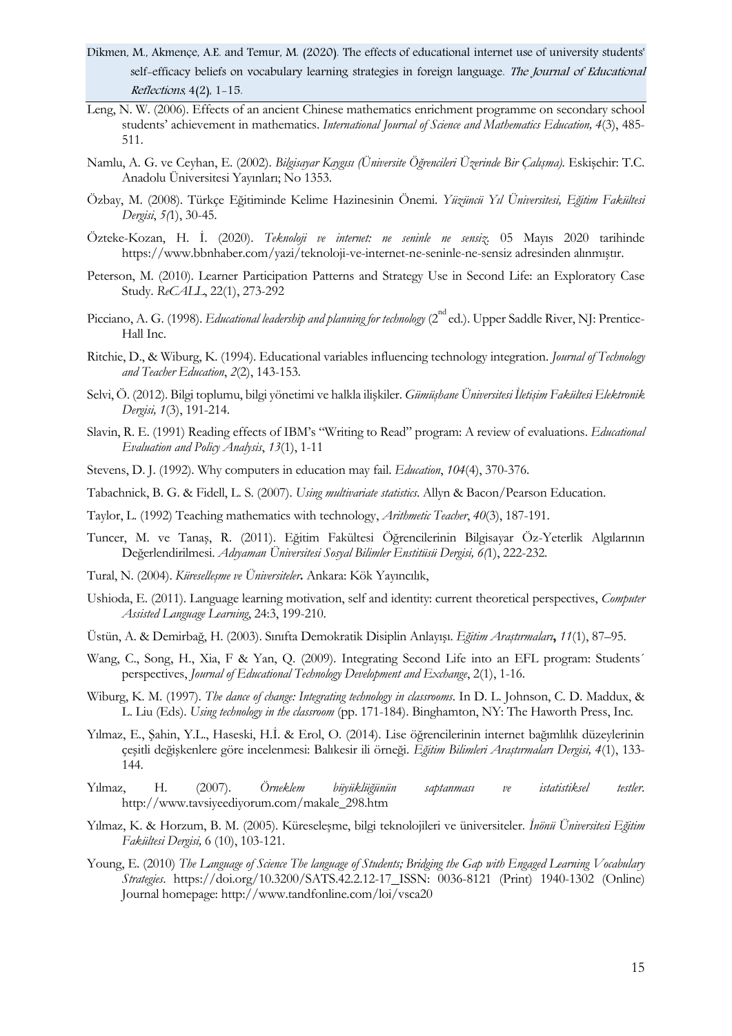Leng, N. W. (2006). Effects of an ancient Chinese mathematics enrichment programme on secondary school students' achievement in mathematics. *International Journal of Science and Mathematics Education, 4*(3), 485-511.

Namlu, A. G. ve Ceyhan, E. (2002). *Bilgisayar Kaygısı (Üniversite Öğrencileri Üzerinde Bir Çalışma).* Eskişehir: T.C. Anadolu Üniversitesi Yayınları; No 1353.

Özbay, M. (2008). Türkçe Eğitiminde Kelime Hazinesinin Önemi. *Yüzüncü Yıl Üniversitesi, Eğitim Fakültesi Dergisi*, *5(*1), 30-45.

Özteke-Kozan, H. İ. (2020). *Teknoloji ve internet: ne seninle ne sensiz.* 05 Mayıs 2020 tarihinde https://www.bbnhaber.com/yazi/teknoloji-ve-internet-ne-seninle-ne-sensiz adresinden alınmıştır.

Peterson, M. (2010). Learner Participation Patterns and Strategy Use in Second Life: an Exploratory Case Study. *ReCALL*, 22(1), 273-292

Picciano, A. G. (1998). *Educational leadership and planning for technology* (2nd ed.). Upper Saddle River, NJ: Prentice-Hall Inc.

Ritchie, D., & Wiburg, K. (1994). Educational variables influencing technology integration. *Journal of Technology and Teacher Education*, *2*(2), 143-153.

Selvi, Ö. (2012). Bilgi toplumu, bilgi yönetimi ve halkla ilişkiler. *Gümüşhane Üniversitesi İletişim Fakültesi Elektronik Dergisi, 1*(3), 191-214.

Slavin, R. E. (1991) Reading effects of IBM's "Writing to Read" program: A review of evaluations. *Educational Evaluation and Policy Analysis*, *13*(1), 1-11

Stevens, D. J. (1992). Why computers in education may fail. *Education*, *104*(4), 370-376.

Tabachnick, B. G. & Fidell, L. S. (2007). *Using multivariate statistics*. Allyn & Bacon/Pearson Education.

Taylor, L. (1992) Teaching mathematics with technology, *Arithmetic Teacher*, *40*(3), 187-191.

Tuncer, M. ve Tanaş, R. (2011). Eğitim Fakültesi Öğrencilerinin Bilgisayar Öz-Yeterlik Algılarının Değerlendirilmesi. *Adıyaman Üniversitesi Sosyal Bilimler Enstitüsü Dergisi, 6(*1), 222-232.

Tural, N. (2004). *Küreselleşme ve Üniversiteler***.** Ankara: Kök Yayıncılık,

Ushioda, E. (2011). Language learning motivation, self and identity: current theoretical perspectives, *Computer Assisted Language Learning*, 24:3, 199-210.

Üstün, A. & Demirbağ, H. (2003). Sınıfta Demokratik Disiplin Anlayışı. *Eğitim Araştırmaları***,** *11*(1), 87–95.

Wang, C., Song, H., Xia, F & Yan, Q. (2009). Integrating Second Life into an EFL program: Students´ perspectives, *Journal of Educational Technology Development and Exchange*, 2(1), 1-16.

Wiburg, K. M. (1997). *The dance of change: Integrating technology in classrooms*. In D. L. Johnson, C. D. Maddux, & L. Liu (Eds). *Using technology in the classroom* (pp. 171-184). Binghamton, NY: The Haworth Press, Inc.

Yılmaz, E., Şahin, Y.L., Haseski, H.İ. & Erol, O. (2014). Lise öğrencilerinin internet bağımlılık düzeylerinin çeşitli değişkenlere göre incelenmesi: Balıkesir ili örneği. *Eğitim Bilimleri Araştırmaları Dergisi, 4*(1), 133-144.

Yılmaz, H. (2007). *Örneklem büyüklüğünün saptanması ve istatistiksel testler*. http://www.tavsiyeediyorum.com/makale_298.htm

Yılmaz, K. & Horzum, B. M. (2005). Küreseleşme, bilgi teknolojileri ve üniversiteler. *İnönü Üniversitesi Eğitim Fakültesi Dergisi,* 6 (10), 103-121.

Young, E. (2010) *The Language of Science The language of Students; Bridging the Gap with Engaged Learning Vocabulary Strategies*. https://doi.org/10.3200/SATS.42.2.12-17_ISSN: 0036-8121 (Print) 1940-1302 (Online) Journal homepage: http://www.tandfonline.com/loi/vsca20